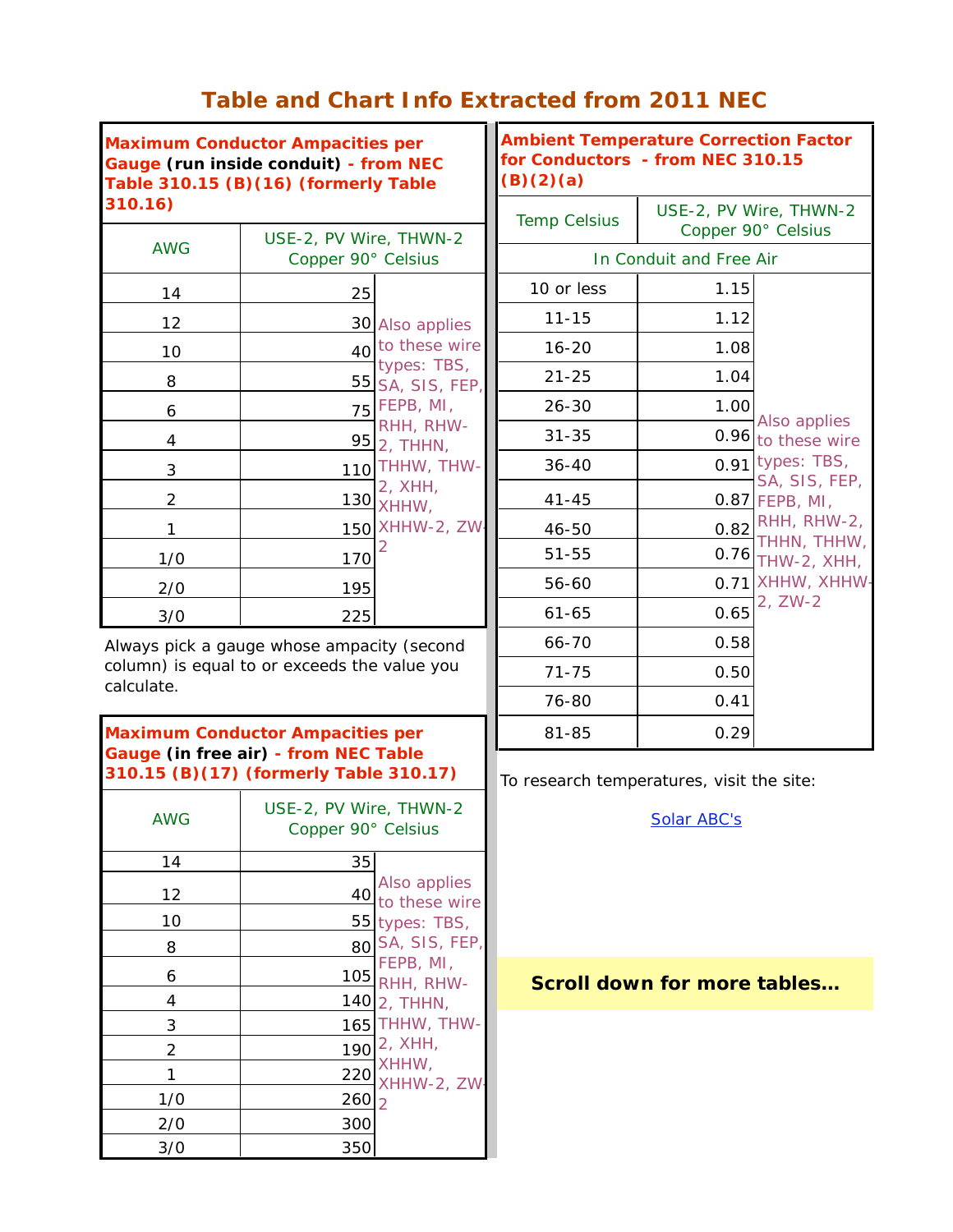# Table and Chart Info Extracted from 2011 NEC

**Maximum Conductor Ampacities per Gauge (run inside conduit) - from NEC Table 310.15 (B)(16) (formerly Table 310.16)**

| AWG | USE-2, PV Wire, THWN-2 Copper 90° Celsius | |
|---|---|---|
| 14 | 25 | Also applies to these wire types: TBS, SA, SIS, FEP, FEPB, MI, RHH, RHW-2, THHN, THHW, THW-2, XHH, XHHW, XHHW-2, ZW-2 |
| 12 | 30 | |
| 10 | 40 | |
| 8 | 55 | |
| 6 | 75 | |
| 4 | 95 | |
| 3 | 110 | |
| 2 | 130 | |
| 1 | 150 | |
| 1/0 | 170 | |
| 2/0 | 195 | |
| 3/0 | 225 | |

Always pick a gauge whose ampacity (second column) is equal to or exceeds the value you calculate.

**Maximum Conductor Ampacities per Gauge (in free air) - from NEC Table 310.15 (B)(17) (formerly Table 310.17)**

| AWG | USE-2, PV Wire, THWN-2 Copper 90° Celsius | |
|---|---|---|
| 14 | 35 | Also applies to these wire types: TBS, SA, SIS, FEP, FEPB, MI, RHH, RHW-2, THHN, THHW, THW-2, XHH, XHHW, XHHW-2, ZW-2 |
| 12 | 40 | |
| 10 | 55 | |
| 8 | 80 | |
| 6 | 105 | |
| 4 | 140 | |
| 3 | 165 | |
| 2 | 190 | |
| 1 | 220 | |
| 1/0 | 260 | |
| 2/0 | 300 | |
| 3/0 | 350 | |

**Ambient Temperature Correction Factor for Conductors - from NEC 310.15 (B)(2)(a)**

| Temp Celsius | USE-2, PV Wire, THWN-2 Copper 90° Celsius | |
|---|---|---|
| In Conduit and Free Air | | |
| 10 or less | 1.15 | Also applies to these wire types: TBS, SA, SIS, FEP, FEPB, MI, RHH, RHW-2, THHN, THHW, THW-2, XHH, XHHW, XHHW-2, ZW-2 |
| 11-15 | 1.12 | |
| 16-20 | 1.08 | |
| 21-25 | 1.04 | |
| 26-30 | 1.00 | |
| 31-35 | 0.96 | |
| 36-40 | 0.91 | |
| 41-45 | 0.87 | |
| 46-50 | 0.82 | |
| 51-55 | 0.76 | |
| 56-60 | 0.71 | |
| 61-65 | 0.65 | |
| 66-70 | 0.58 | |
| 71-75 | 0.50 | |
| 76-80 | 0.41 | |
| 81-85 | 0.29 | |

To research temperatures, visit the site:

Solar ABC's

**Scroll down for more tables...**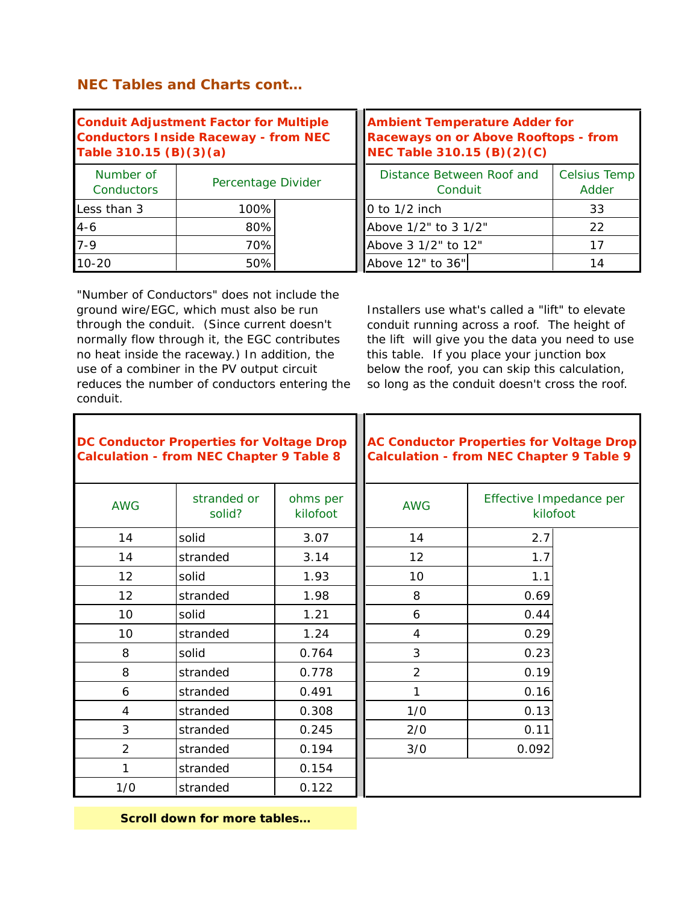## NEC Tables and Charts cont…

**Conduit Adjustment Factor for Multiple Conductors Inside Raceway - from NEC Table 310.15 (B)(3)(a)**

| Number of Conductors | Percentage Divider |
|---|---|
| Less than 3 | 100% |
| 4-6 | 80% |
| 7-9 | 70% |
| 10-20 | 50% |

"Number of Conductors" does not include the ground wire/EGC, which must also be run through the conduit. (Since current doesn't normally flow through it, the EGC contributes no heat inside the raceway.) In addition, the use of a combiner in the PV output circuit reduces the number of conductors entering the conduit.

**Ambient Temperature Adder for Raceways on or Above Rooftops - from NEC Table 310.15 (B)(2)(C)**

| Distance Between Roof and Conduit | Celsius Temp Adder |
|---|---|
| 0 to 1/2 inch | 33 |
| Above 1/2" to 3 1/2" | 22 |
| Above 3 1/2" to 12" | 17 |
| Above 12" to 36" | 14 |

Installers use what's called a "lift" to elevate conduit running across a roof. The height of the lift will give you the data you need to use this table. If you place your junction box below the roof, you can skip this calculation, so long as the conduit doesn't cross the roof.

**DC Conductor Properties for Voltage Drop Calculation - from NEC Chapter 9 Table 8**

| AWG | stranded or solid? | ohms per kilofoot |
|---|---|---|
| 14 | solid | 3.07 |
| 14 | stranded | 3.14 |
| 12 | solid | 1.93 |
| 12 | stranded | 1.98 |
| 10 | solid | 1.21 |
| 10 | stranded | 1.24 |
| 8 | solid | 0.764 |
| 8 | stranded | 0.778 |
| 6 | stranded | 0.491 |
| 4 | stranded | 0.308 |
| 3 | stranded | 0.245 |
| 2 | stranded | 0.194 |
| 1 | stranded | 0.154 |
| 1/0 | stranded | 0.122 |

**AC Conductor Properties for Voltage Drop Calculation - from NEC Chapter 9 Table 9**

| AWG | Effective Impedance per kilofoot |
|---|---|
| 14 | 2.7 |
| 12 | 1.7 |
| 10 | 1.1 |
| 8 | 0.69 |
| 6 | 0.44 |
| 4 | 0.29 |
| 3 | 0.23 |
| 2 | 0.19 |
| 1 | 0.16 |
| 1/0 | 0.13 |
| 2/0 | 0.11 |
| 3/0 | 0.092 |

**Scroll down for more tables…**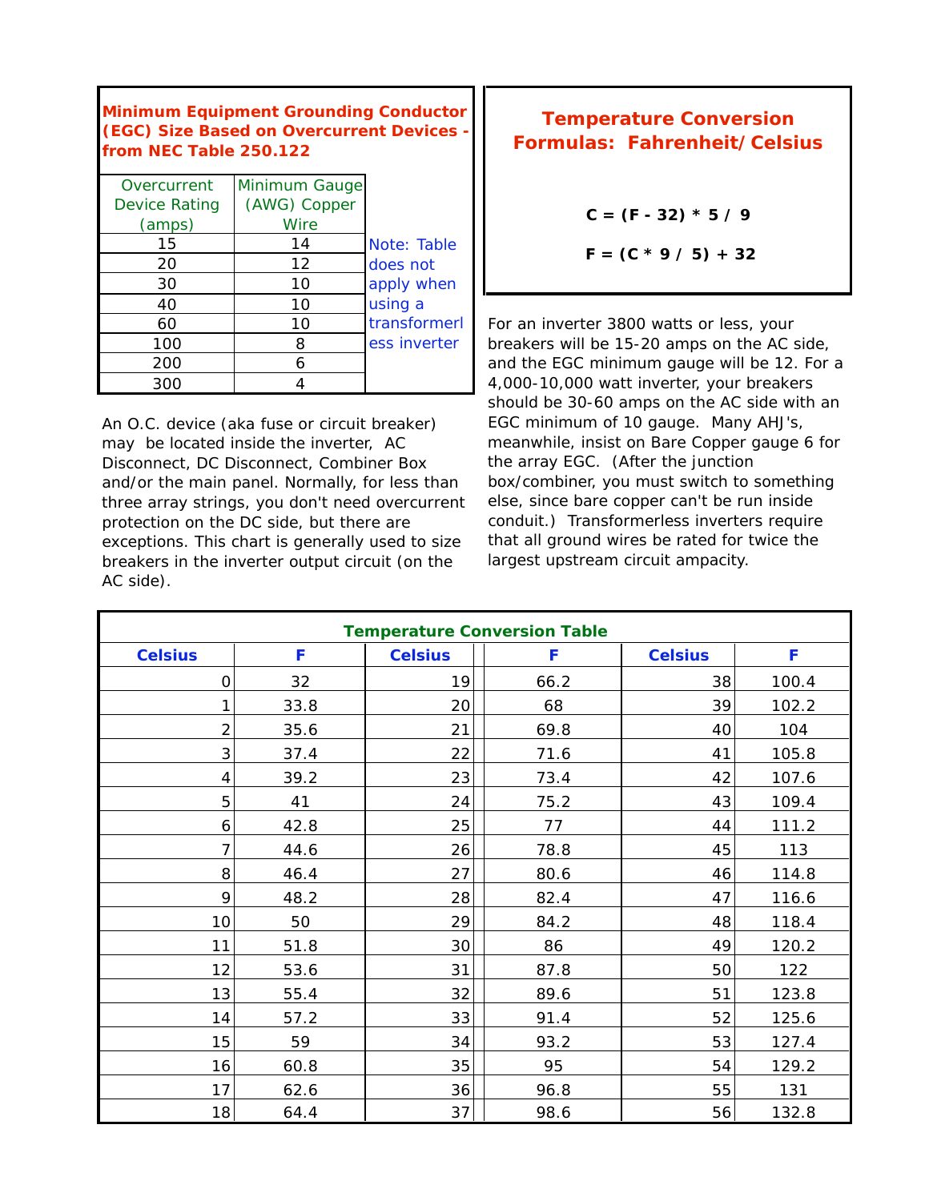## Minimum Equipment Grounding Conductor (EGC) Size Based on Overcurrent Devices - from NEC Table 250.122

| Overcurrent Device Rating (amps) | Minimum Gauge (AWG) Copper Wire |
|---|---|
| 15 | 14 |
| 20 | 12 |
| 30 | 10 |
| 40 | 10 |
| 60 | 10 |
| 100 | 8 |
| 200 | 6 |
| 300 | 4 |

Note: Table does not apply when using a transformerless inverter

An O.C. device (aka fuse or circuit breaker) may be located inside the inverter, AC Disconnect, DC Disconnect, Combiner Box and/or the main panel. Normally, for less than three array strings, you don't need overcurrent protection on the DC side, but there are exceptions. This chart is generally used to size breakers in the inverter output circuit (on the AC side).

## Temperature Conversion Formulas: Fahrenheit/Celsius

**C = (F - 32) * 5 / 9**

**F = (C * 9 / 5) + 32**

For an inverter 3800 watts or less, your breakers will be 15-20 amps on the AC side, and the EGC minimum gauge will be 12. For a 4,000-10,000 watt inverter, your breakers should be 30-60 amps on the AC side with an EGC minimum of 10 gauge. Many AHJ's, meanwhile, insist on Bare Copper gauge 6 for the array EGC. (After the junction box/combiner, you must switch to something else, since bare copper can't be run inside conduit.) Transformerless inverters require that all ground wires be rated for twice the largest upstream circuit ampacity.

## Temperature Conversion Table

| Celsius | F | Celsius | F | Celsius | F |
|---|---|---|---|---|---|
| 0 | 32 | 19 | 66.2 | 38 | 100.4 |
| 1 | 33.8 | 20 | 68 | 39 | 102.2 |
| 2 | 35.6 | 21 | 69.8 | 40 | 104 |
| 3 | 37.4 | 22 | 71.6 | 41 | 105.8 |
| 4 | 39.2 | 23 | 73.4 | 42 | 107.6 |
| 5 | 41 | 24 | 75.2 | 43 | 109.4 |
| 6 | 42.8 | 25 | 77 | 44 | 111.2 |
| 7 | 44.6 | 26 | 78.8 | 45 | 113 |
| 8 | 46.4 | 27 | 80.6 | 46 | 114.8 |
| 9 | 48.2 | 28 | 82.4 | 47 | 116.6 |
| 10 | 50 | 29 | 84.2 | 48 | 118.4 |
| 11 | 51.8 | 30 | 86 | 49 | 120.2 |
| 12 | 53.6 | 31 | 87.8 | 50 | 122 |
| 13 | 55.4 | 32 | 89.6 | 51 | 123.8 |
| 14 | 57.2 | 33 | 91.4 | 52 | 125.6 |
| 15 | 59 | 34 | 93.2 | 53 | 127.4 |
| 16 | 60.8 | 35 | 95 | 54 | 129.2 |
| 17 | 62.6 | 36 | 96.8 | 55 | 131 |
| 18 | 64.4 | 37 | 98.6 | 56 | 132.8 |